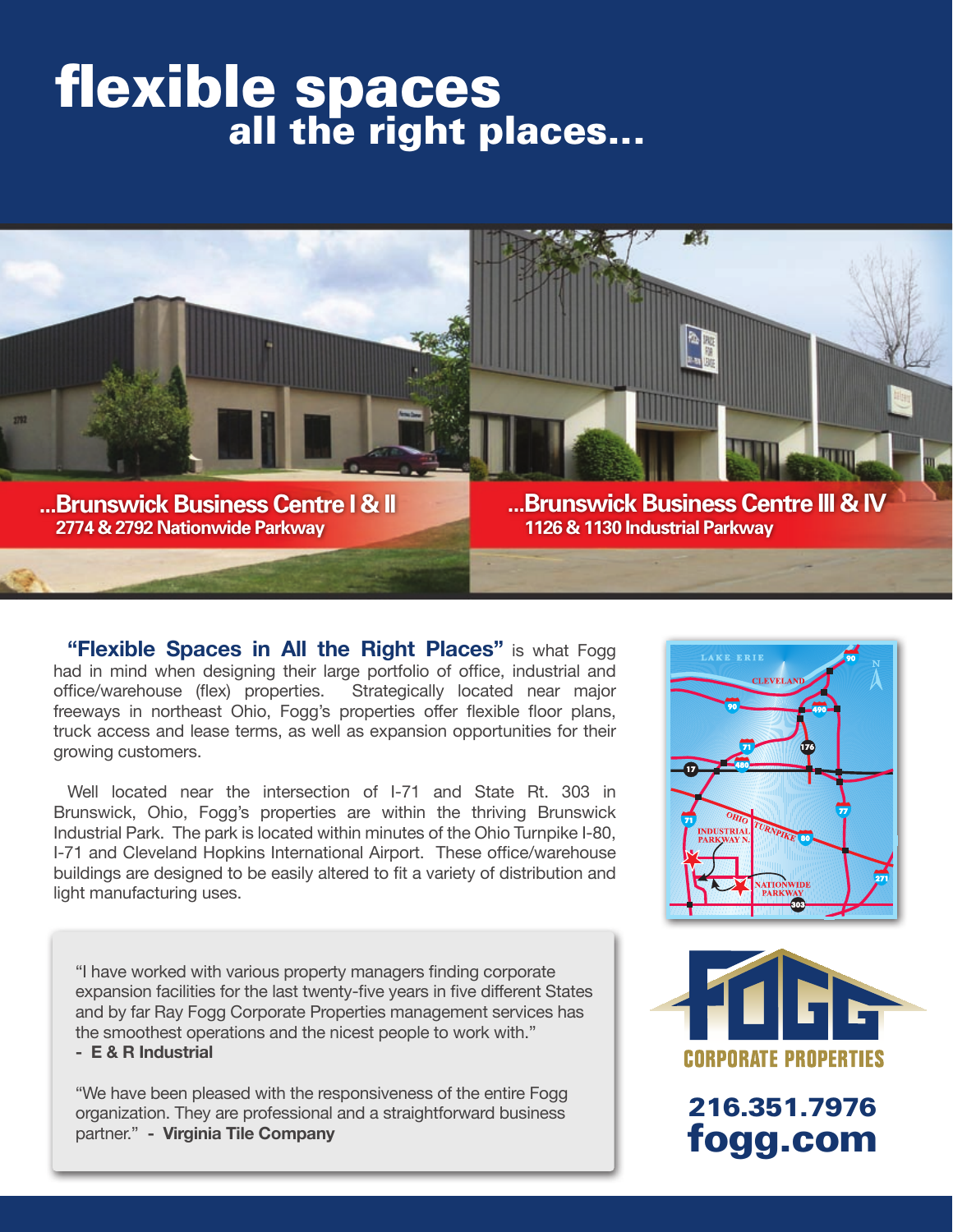# flexible spaces
## all the right places...

**...Brunswick Business Centre I & II**
**2774 & 2792 Nationwide Parkway**

**...Brunswick Business Centre III & IV**
**1126 & 1130 Industrial Parkway**

**"Flexible Spaces in All the Right Places"** is what Fogg had in mind when designing their large portfolio of office, industrial and office/warehouse (flex) properties. Strategically located near major freeways in northeast Ohio, Fogg's properties offer flexible floor plans, truck access and lease terms, as well as expansion opportunities for their growing customers.

Well located near the intersection of I-71 and State Rt. 303 in Brunswick, Ohio, Fogg's properties are within the thriving Brunswick Industrial Park. The park is located within minutes of the Ohio Turnpike I-80, I-71 and Cleveland Hopkins International Airport. These office/warehouse buildings are designed to be easily altered to fit a variety of distribution and light manufacturing uses.

"I have worked with various property managers finding corporate expansion facilities for the last twenty-five years in five different States and by far Ray Fogg Corporate Properties management services has the smoothest operations and the nicest people to work with."
**- E & R Industrial**

"We have been pleased with the responsiveness of the entire Fogg organization. They are professional and a straightforward business partner." **- Virginia Tile Company**

FOGG CORPORATE PROPERTIES

**216.351.7976**
**fogg.com**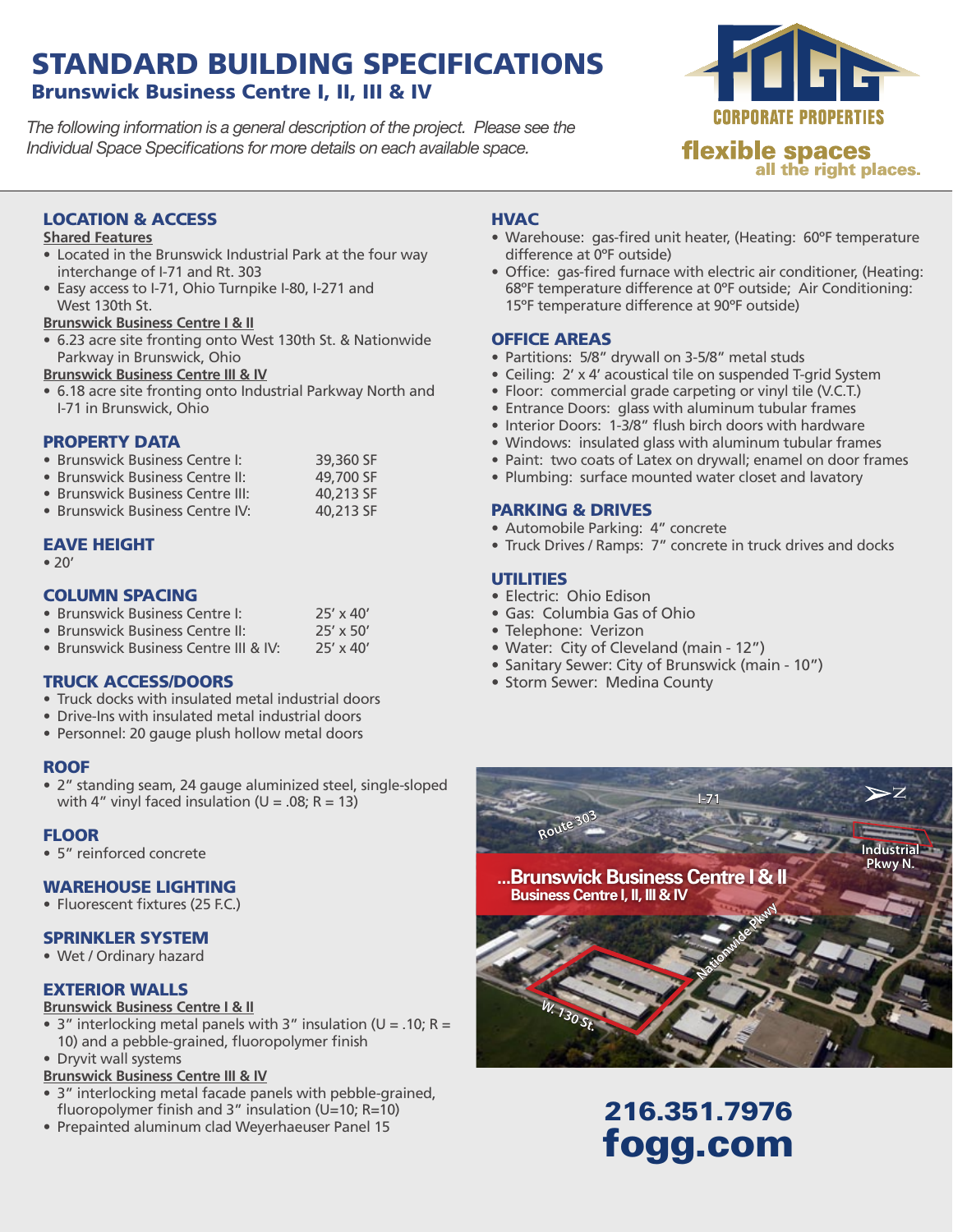# STANDARD BUILDING SPECIFICATIONS

## Brunswick Business Centre I, II, III & IV

*The following information is a general description of the project. Please see the Individual Space Specifications for more details on each available space.*

FOGG CORPORATE PROPERTIES

**flexible spaces all the right places.**

### LOCATION & ACCESS

**Shared Features**

- Located in the Brunswick Industrial Park at the four way interchange of I-71 and Rt. 303
- Easy access to I-71, Ohio Turnpike I-80, I-271 and West 130th St.

**Brunswick Business Centre I & II**

- 6.23 acre site fronting onto West 130th St. & Nationwide Parkway in Brunswick, Ohio

**Brunswick Business Centre III & IV**

- 6.18 acre site fronting onto Industrial Parkway North and I-71 in Brunswick, Ohio

### PROPERTY DATA

| | |
|---|---|
| • Brunswick Business Centre I: | 39,360 SF |
| • Brunswick Business Centre II: | 49,700 SF |
| • Brunswick Business Centre III: | 40,213 SF |
| • Brunswick Business Centre IV: | 40,213 SF |

### EAVE HEIGHT

- 20'

### COLUMN SPACING

| | |
|---|---|
| • Brunswick Business Centre I: | 25' x 40' |
| • Brunswick Business Centre II: | 25' x 50' |
| • Brunswick Business Centre III & IV: | 25' x 40' |

### TRUCK ACCESS/DOORS

- Truck docks with insulated metal industrial doors
- Drive-Ins with insulated metal industrial doors
- Personnel: 20 gauge plush hollow metal doors

### ROOF

- 2" standing seam, 24 gauge aluminized steel, single-sloped with 4" vinyl faced insulation (U = .08; R = 13)

### FLOOR

- 5" reinforced concrete

### WAREHOUSE LIGHTING

- Fluorescent fixtures (25 F.C.)

### SPRINKLER SYSTEM

- Wet / Ordinary hazard

### EXTERIOR WALLS

**Brunswick Business Centre I & II**

- 3" interlocking metal panels with 3" insulation (U = .10; R = 10) and a pebble-grained, fluoropolymer finish
- Dryvit wall systems

**Brunswick Business Centre III & IV**

- 3" interlocking metal facade panels with pebble-grained, fluoropolymer finish and 3" insulation (U=10; R=10)
- Prepainted aluminum clad Weyerhaeuser Panel 15

### HVAC

- Warehouse: gas-fired unit heater, (Heating: 60ºF temperature difference at 0ºF outside)
- Office: gas-fired furnace with electric air conditioner, (Heating: 68ºF temperature difference at 0ºF outside; Air Conditioning: 15ºF temperature difference at 90ºF outside)

### OFFICE AREAS

- Partitions: 5/8" drywall on 3-5/8" metal studs
- Ceiling: 2' x 4' acoustical tile on suspended T-grid System
- Floor: commercial grade carpeting or vinyl tile (V.C.T.)
- Entrance Doors: glass with aluminum tubular frames
- Interior Doors: 1-3/8" flush birch doors with hardware
- Windows: insulated glass with aluminum tubular frames
- Paint: two coats of Latex on drywall; enamel on door frames
- Plumbing: surface mounted water closet and lavatory

### PARKING & DRIVES

- Automobile Parking: 4" concrete
- Truck Drives / Ramps: 7" concrete in truck drives and docks

### UTILITIES

- Electric: Ohio Edison
- Gas: Columbia Gas of Ohio
- Telephone: Verizon
- Water: City of Cleveland (main - 12")
- Sanitary Sewer: City of Brunswick (main - 10")
- Storm Sewer: Medina County

...Brunswick Business Centre I & II
Business Centre I, II, III & IV

**216.351.7976**
**fogg.com**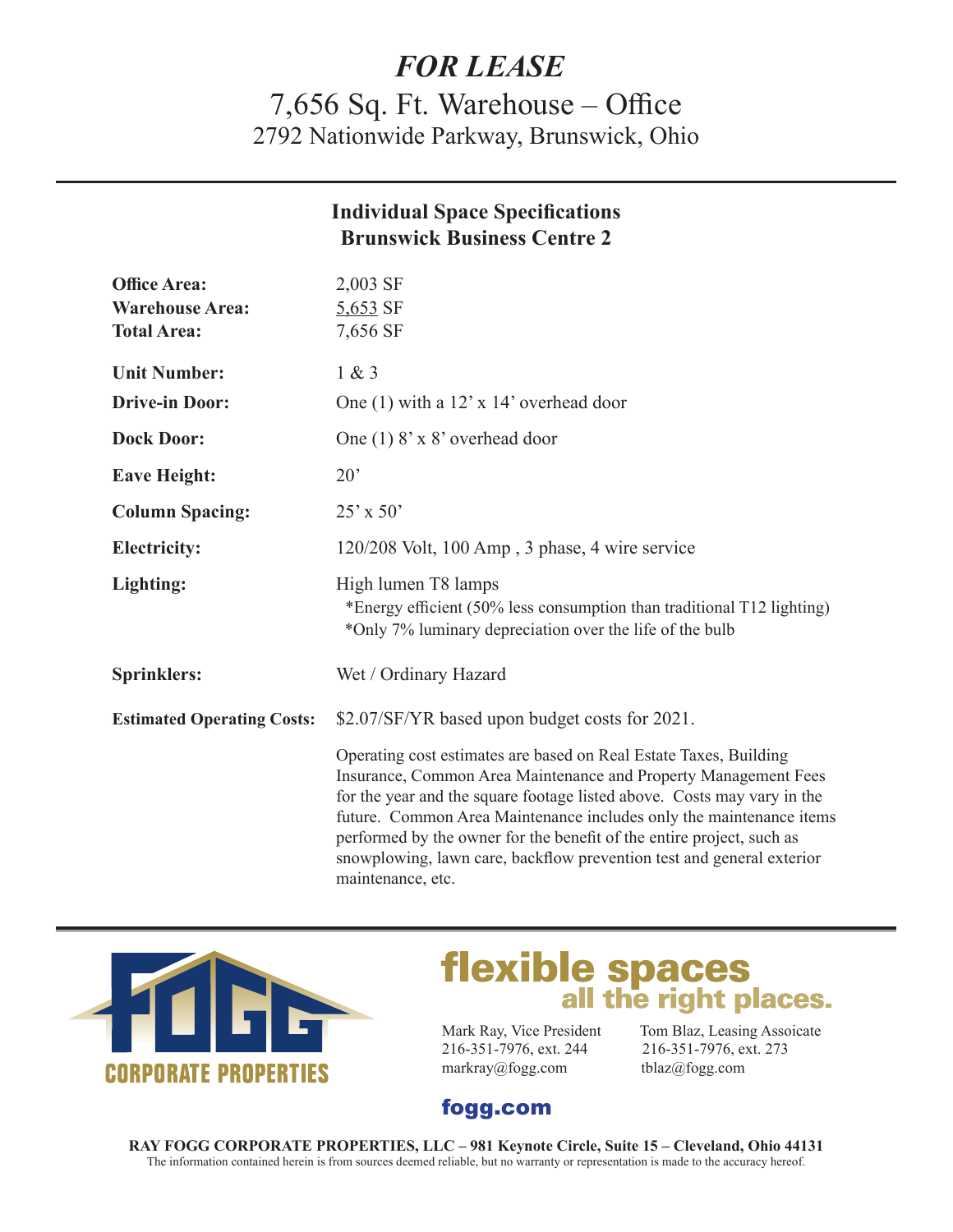# *FOR LEASE*

## 7,656 Sq. Ft. Warehouse – Office

### 2792 Nationwide Parkway, Brunswick, Ohio

---

**Individual Space Specifications**
**Brunswick Business Centre 2**

| | |
|---|---|
| **Office Area:** | 2,003 SF |
| **Warehouse Area:** | 5,653 SF |
| **Total Area:** | 7,656 SF |
| **Unit Number:** | 1 & 3 |
| **Drive-in Door:** | One (1) with a 12' x 14' overhead door |
| **Dock Door:** | One (1) 8' x 8' overhead door |
| **Eave Height:** | 20' |
| **Column Spacing:** | 25' x 50' |
| **Electricity:** | 120/208 Volt, 100 Amp , 3 phase, 4 wire service |
| **Lighting:** | High lumen T8 lamps<br>*Energy efficient (50% less consumption than traditional T12 lighting)<br>*Only 7% luminary depreciation over the life of the bulb |
| **Sprinklers:** | Wet / Ordinary Hazard |
| **Estimated Operating Costs:** | $2.07/SF/YR based upon budget costs for 2021. |

Operating cost estimates are based on Real Estate Taxes, Building Insurance, Common Area Maintenance and Property Management Fees for the year and the square footage listed above. Costs may vary in the future. Common Area Maintenance includes only the maintenance items performed by the owner for the benefit of the entire project, such as snowplowing, lawn care, backflow prevention test and general exterior maintenance, etc.

---

FOGG CORPORATE PROPERTIES

**flexible spaces**
**all the right places.**

Mark Ray, Vice President
216-351-7976, ext. 244
markray@fogg.com

Tom Blaz, Leasing Assoicate
216-351-7976, ext. 273
tblaz@fogg.com

**fogg.com**

**RAY FOGG CORPORATE PROPERTIES, LLC – 981 Keynote Circle, Suite 15 – Cleveland, Ohio 44131**
The information contained herein is from sources deemed reliable, but no warranty or representation is made to the accuracy hereof.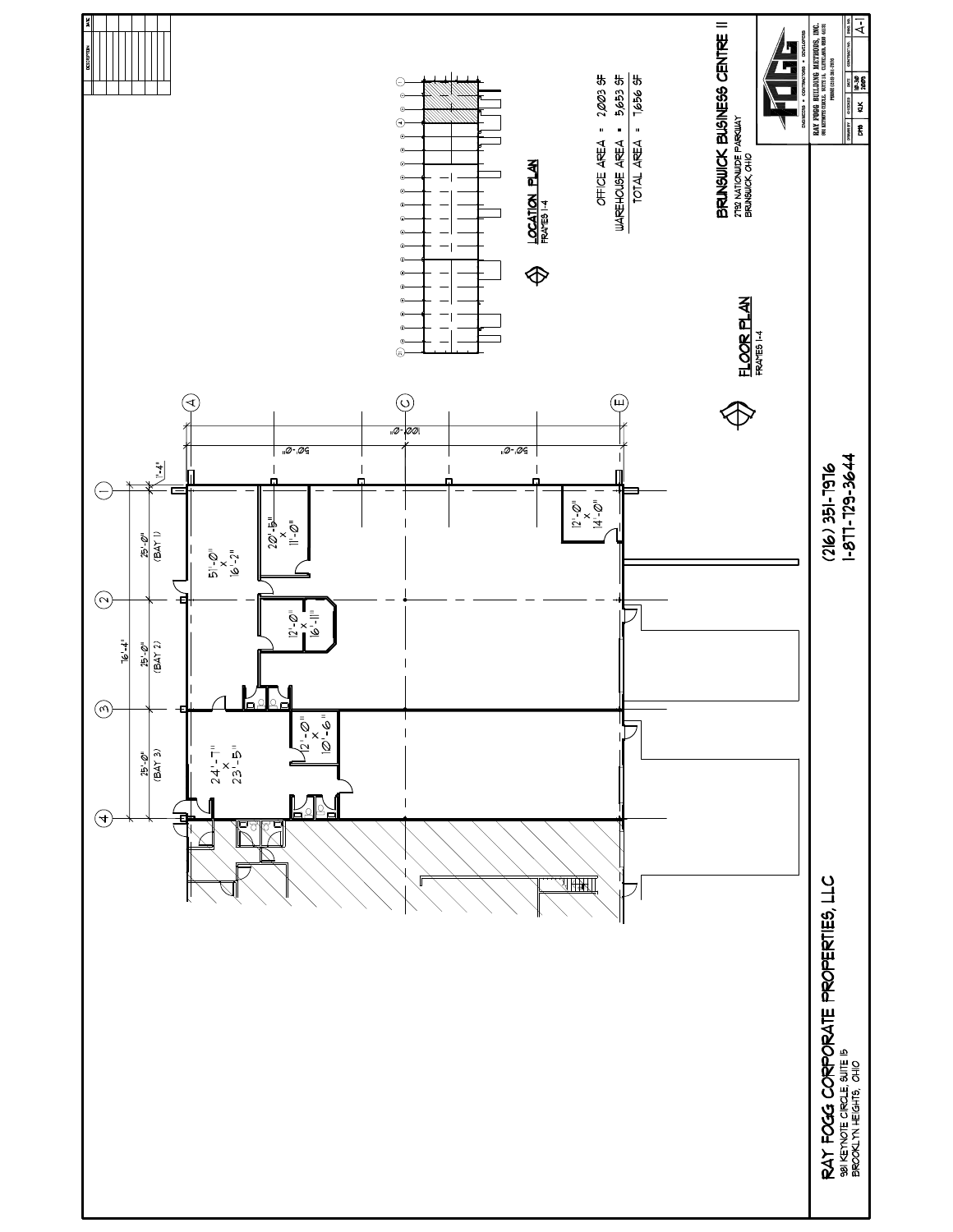# BRUNSWICK BUSINESS CENTRE II

2752 NATIONWIDE PARKWAY
BRUNSWICK, OHIO

## FLOOR PLAN

FRAMES 1-4

## LOCATION PLAN

FRAMES 1-4

OFFICE AREA = 2,003 SF
WAREHOUSE AREA = 5,653 SF
TOTAL AREA = 7,656 SF

51'-0" x 16'-2"

20'-5" x 11'-0"

12'-0" x 16'-11"

24'-7" x 23'-5"

12'-0" x 10'-6"

12'-0" x 14'-0"

25'-0" (BAY 1)

25'-0" (BAY 2)

25'-0" (BAY 3)

76'-4"

1'-4"

50'-0"

50'-0"

100'-0"

A C E

1 2 3 4

(216) 351-7976
1-877-729-3644

RAY FOGG CORPORATE PROPERTIES, LLC

981 KEYNOTE CIRCLE, SUITE 15
BROOKLYN HEIGHTS, OHIO

FOGG

ENGINEERS • CONTRACTORS • DEVELOPERS

RAY FOGG BUILDING METHODS, INC.

981 KEYNOTE CIRCLE, SUITE 15, CLEVELAND, OHIO 44131

| DRAWN BY | CHECKED | DATE | CONTRACT NO. | DWG. NO. |
|---|---|---|---|---|
| DMB | KLK | 10-30 2009 | | A-1 |